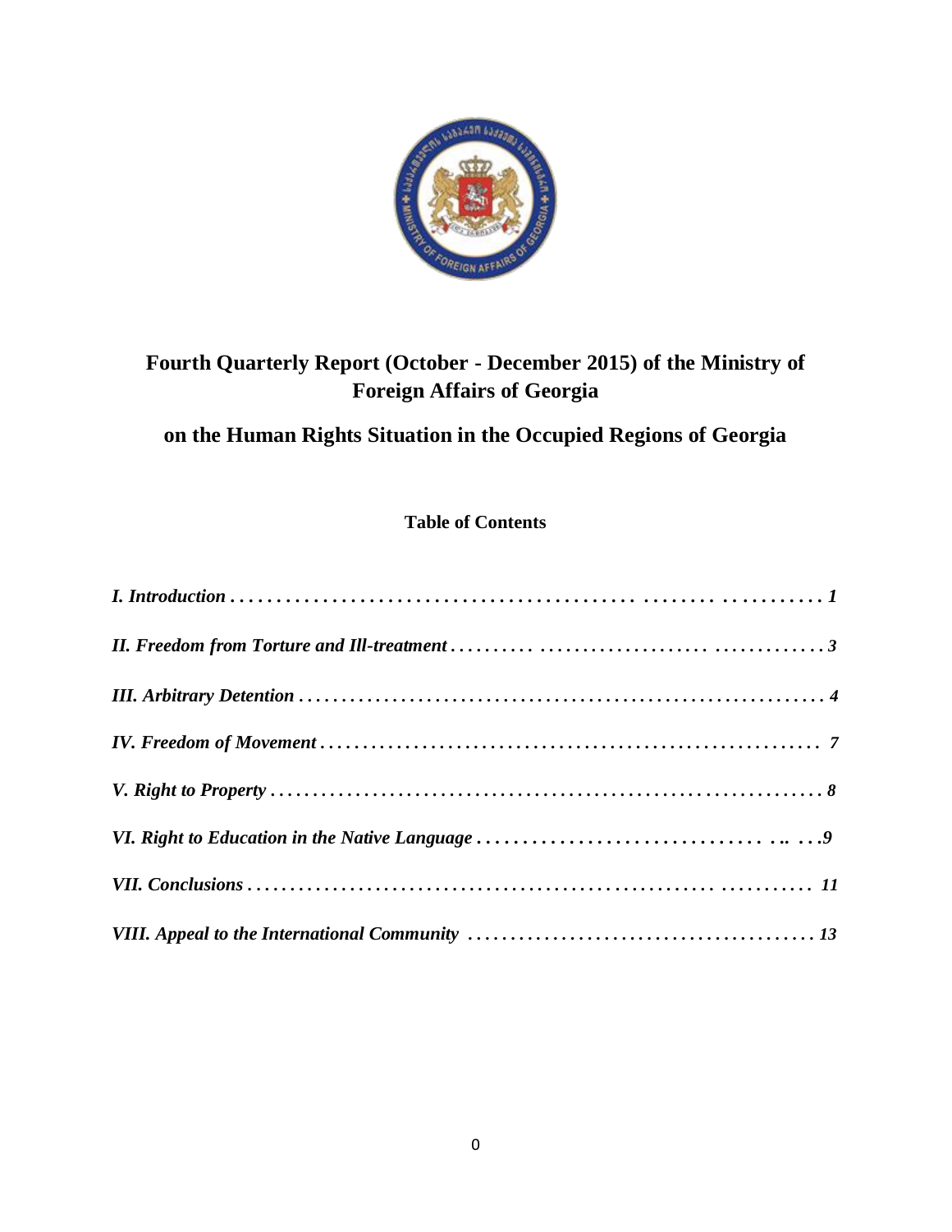# Fourth Quarterly Report (October - December 2015) of the Ministry of Foreign Affairs of Georgia

## on the Human Rights Situation in the Occupied Regions of Georgia

### Table of Contents

***I. Introduction . . . . . . . . . . . . . . . . . . . . . . . . . . . . . . . . . . . . . . . . . . . . . . . . . . . . . . . . . . . 1***

***II. Freedom from Torture and Ill-treatment . . . . . . . . . . . . . . . . . . . . . . . . . . . . . . . . . . . . . . . . . . . 3***

***III. Arbitrary Detention . . . . . . . . . . . . . . . . . . . . . . . . . . . . . . . . . . . . . . . . . . . . . . . . . . . . . . . . . 4***

***IV. Freedom of Movement . . . . . . . . . . . . . . . . . . . . . . . . . . . . . . . . . . . . . . . . . . . . . . . . . . . . . . . 7***

***V. Right to Property . . . . . . . . . . . . . . . . . . . . . . . . . . . . . . . . . . . . . . . . . . . . . . . . . . . . . . . . . . . . 8***

***VI. Right to Education in the Native Language . . . . . . . . . . . . . . . . . . . . . . . . . . . . . . . . . . .. . . .9***

***VII. Conclusions . . . . . . . . . . . . . . . . . . . . . . . . . . . . . . . . . . . . . . . . . . . . . . . . . . . . . . . . . . . . . . 11***

***VIII. Appeal to the International Community . . . . . . . . . . . . . . . . . . . . . . . . . . . . . . . . . . . . . . . . 13***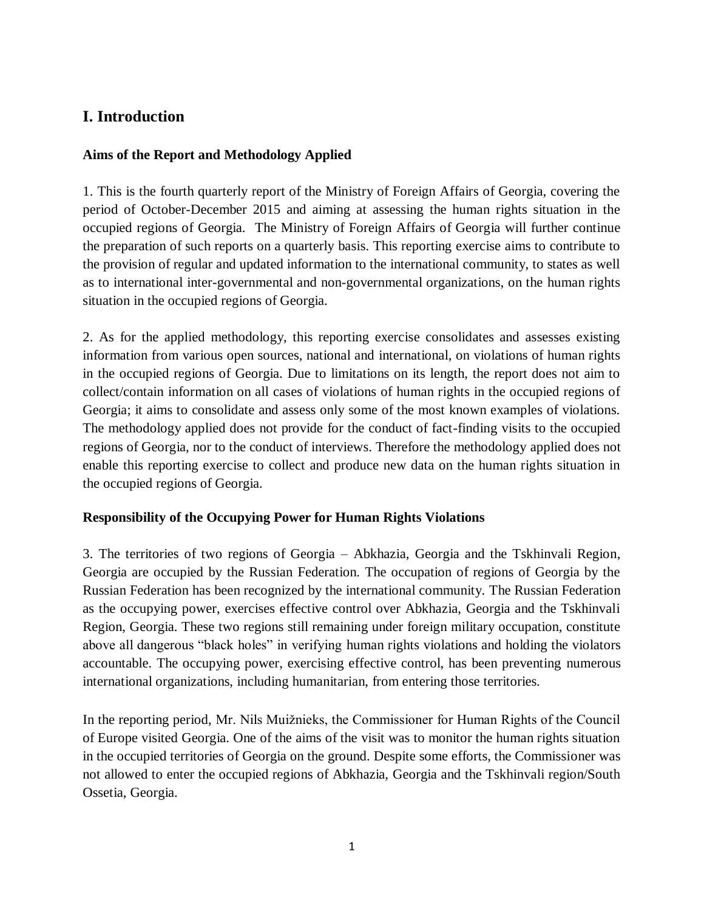## I. Introduction

### Aims of the Report and Methodology Applied

1. This is the fourth quarterly report of the Ministry of Foreign Affairs of Georgia, covering the period of October-December 2015 and aiming at assessing the human rights situation in the occupied regions of Georgia. The Ministry of Foreign Affairs of Georgia will further continue the preparation of such reports on a quarterly basis. This reporting exercise aims to contribute to the provision of regular and updated information to the international community, to states as well as to international inter-governmental and non-governmental organizations, on the human rights situation in the occupied regions of Georgia.

2. As for the applied methodology, this reporting exercise consolidates and assesses existing information from various open sources, national and international, on violations of human rights in the occupied regions of Georgia. Due to limitations on its length, the report does not aim to collect/contain information on all cases of violations of human rights in the occupied regions of Georgia; it aims to consolidate and assess only some of the most known examples of violations. The methodology applied does not provide for the conduct of fact-finding visits to the occupied regions of Georgia, nor to the conduct of interviews. Therefore the methodology applied does not enable this reporting exercise to collect and produce new data on the human rights situation in the occupied regions of Georgia.

### Responsibility of the Occupying Power for Human Rights Violations

3. The territories of two regions of Georgia – Abkhazia, Georgia and the Tskhinvali Region, Georgia are occupied by the Russian Federation. The occupation of regions of Georgia by the Russian Federation has been recognized by the international community. The Russian Federation as the occupying power, exercises effective control over Abkhazia, Georgia and the Tskhinvali Region, Georgia. These two regions still remaining under foreign military occupation, constitute above all dangerous "black holes" in verifying human rights violations and holding the violators accountable. The occupying power, exercising effective control, has been preventing numerous international organizations, including humanitarian, from entering those territories.

In the reporting period, Mr. Nils Muižnieks, the Commissioner for Human Rights of the Council of Europe visited Georgia. One of the aims of the visit was to monitor the human rights situation in the occupied territories of Georgia on the ground. Despite some efforts, the Commissioner was not allowed to enter the occupied regions of Abkhazia, Georgia and the Tskhinvali region/South Ossetia, Georgia.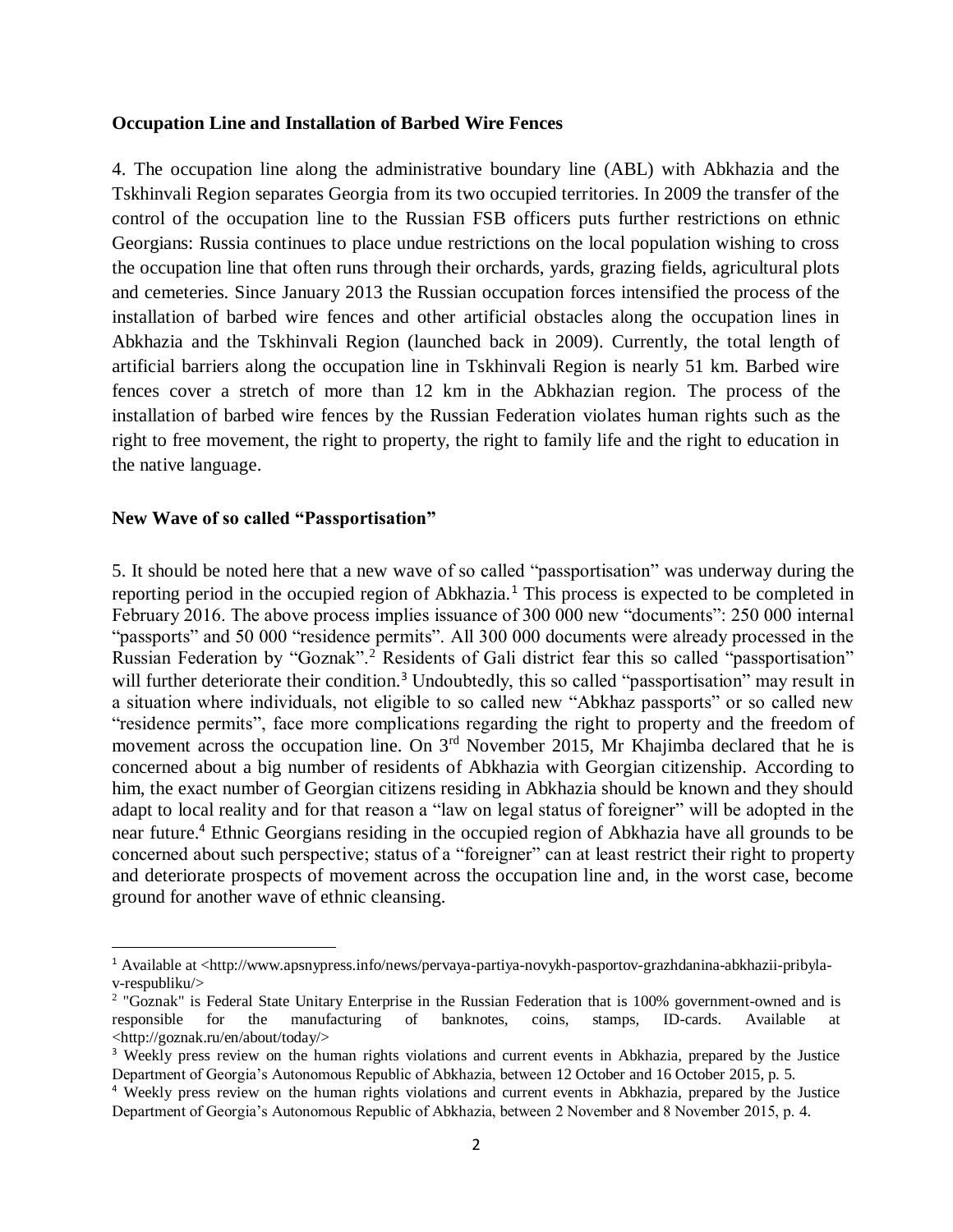**Occupation Line and Installation of Barbed Wire Fences**

4. The occupation line along the administrative boundary line (ABL) with Abkhazia and the Tskhinvali Region separates Georgia from its two occupied territories. In 2009 the transfer of the control of the occupation line to the Russian FSB officers puts further restrictions on ethnic Georgians: Russia continues to place undue restrictions on the local population wishing to cross the occupation line that often runs through their orchards, yards, grazing fields, agricultural plots and cemeteries. Since January 2013 the Russian occupation forces intensified the process of the installation of barbed wire fences and other artificial obstacles along the occupation lines in Abkhazia and the Tskhinvali Region (launched back in 2009). Currently, the total length of artificial barriers along the occupation line in Tskhinvali Region is nearly 51 km. Barbed wire fences cover a stretch of more than 12 km in the Abkhazian region. The process of the installation of barbed wire fences by the Russian Federation violates human rights such as the right to free movement, the right to property, the right to family life and the right to education in the native language.

**New Wave of so called "Passportisation"**

5. It should be noted here that a new wave of so called "passportisation" was underway during the reporting period in the occupied region of Abkhazia.[1] This process is expected to be completed in February 2016. The above process implies issuance of 300 000 new "documents": 250 000 internal "passports" and 50 000 "residence permits". All 300 000 documents were already processed in the Russian Federation by "Goznak".[2] Residents of Gali district fear this so called "passportisation" will further deteriorate their condition.[3] Undoubtedly, this so called "passportisation" may result in a situation where individuals, not eligible to so called new "Abkhaz passports" or so called new "residence permits", face more complications regarding the right to property and the freedom of movement across the occupation line. On 3rd November 2015, Mr Khajimba declared that he is concerned about a big number of residents of Abkhazia with Georgian citizenship. According to him, the exact number of Georgian citizens residing in Abkhazia should be known and they should adapt to local reality and for that reason a "law on legal status of foreigner" will be adopted in the near future.[4] Ethnic Georgians residing in the occupied region of Abkhazia have all grounds to be concerned about such perspective; status of a "foreigner" can at least restrict their right to property and deteriorate prospects of movement across the occupation line and, in the worst case, become ground for another wave of ethnic cleansing.

---

[1] Available at <http://www.apsnypress.info/news/pervaya-partiya-novykh-pasportov-grazhdanina-abkhazii-pribyla-v-respubliku/>

[2] "Goznak" is Federal State Unitary Enterprise in the Russian Federation that is 100% government-owned and is responsible for the manufacturing of banknotes, coins, stamps, ID-cards. Available at <http://goznak.ru/en/about/today/>

[3] Weekly press review on the human rights violations and current events in Abkhazia, prepared by the Justice Department of Georgia's Autonomous Republic of Abkhazia, between 12 October and 16 October 2015, p. 5.

[4] Weekly press review on the human rights violations and current events in Abkhazia, prepared by the Justice Department of Georgia's Autonomous Republic of Abkhazia, between 2 November and 8 November 2015, p. 4.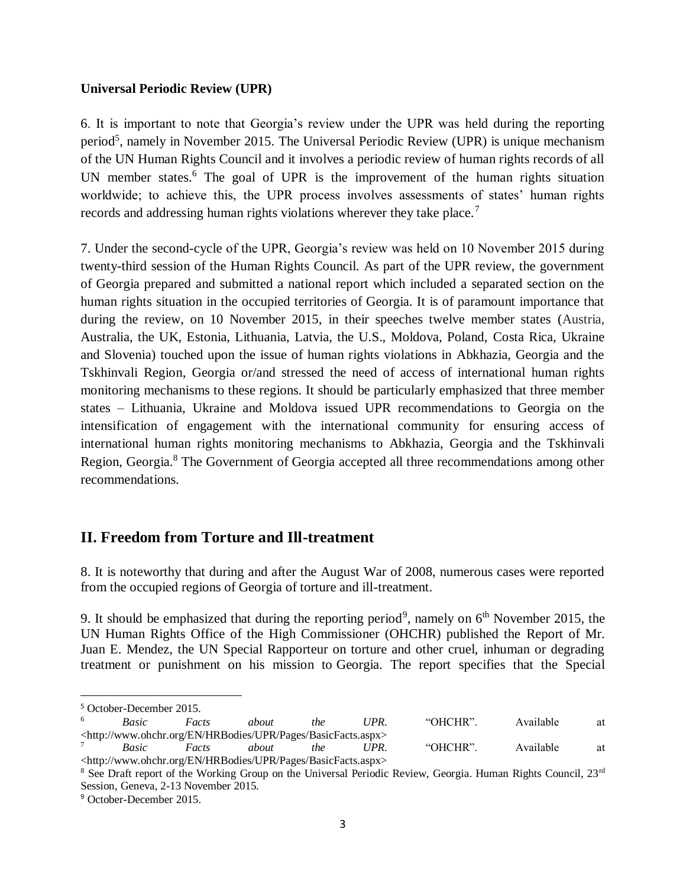**Universal Periodic Review (UPR)**

6. It is important to note that Georgia's review under the UPR was held during the reporting period[5], namely in November 2015. The Universal Periodic Review (UPR) is unique mechanism of the UN Human Rights Council and it involves a periodic review of human rights records of all UN member states.[6] The goal of UPR is the improvement of the human rights situation worldwide; to achieve this, the UPR process involves assessments of states' human rights records and addressing human rights violations wherever they take place.[7]

7. Under the second-cycle of the UPR, Georgia's review was held on 10 November 2015 during twenty-third session of the Human Rights Council. As part of the UPR review, the government of Georgia prepared and submitted a national report which included a separated section on the human rights situation in the occupied territories of Georgia. It is of paramount importance that during the review, on 10 November 2015, in their speeches twelve member states (Austria, Australia, the UK, Estonia, Lithuania, Latvia, the U.S., Moldova, Poland, Costa Rica, Ukraine and Slovenia) touched upon the issue of human rights violations in Abkhazia, Georgia and the Tskhinvali Region, Georgia or/and stressed the need of access of international human rights monitoring mechanisms to these regions. It should be particularly emphasized that three member states – Lithuania, Ukraine and Moldova issued UPR recommendations to Georgia on the intensification of engagement with the international community for ensuring access of international human rights monitoring mechanisms to Abkhazia, Georgia and the Tskhinvali Region, Georgia.[8] The Government of Georgia accepted all three recommendations among other recommendations.

## II. Freedom from Torture and Ill-treatment

8. It is noteworthy that during and after the August War of 2008, numerous cases were reported from the occupied regions of Georgia of torture and ill-treatment.

9. It should be emphasized that during the reporting period[9], namely on 6th November 2015, the UN Human Rights Office of the High Commissioner (OHCHR) published the Report of Mr. Juan E. Mendez, the UN Special Rapporteur on torture and other cruel, inhuman or degrading treatment or punishment on his mission to Georgia. The report specifies that the Special

---

[5] October-December 2015.

[6] *Basic Facts about the UPR*. "OHCHR". Available at <http://www.ohchr.org/EN/HRBodies/UPR/Pages/BasicFacts.aspx>

[7] *Basic Facts about the UPR*. "OHCHR". Available at <http://www.ohchr.org/EN/HRBodies/UPR/Pages/BasicFacts.aspx>

[8] See Draft report of the Working Group on the Universal Periodic Review, Georgia. Human Rights Council, 23rd Session, Geneva, 2-13 November 2015.

[9] October-December 2015.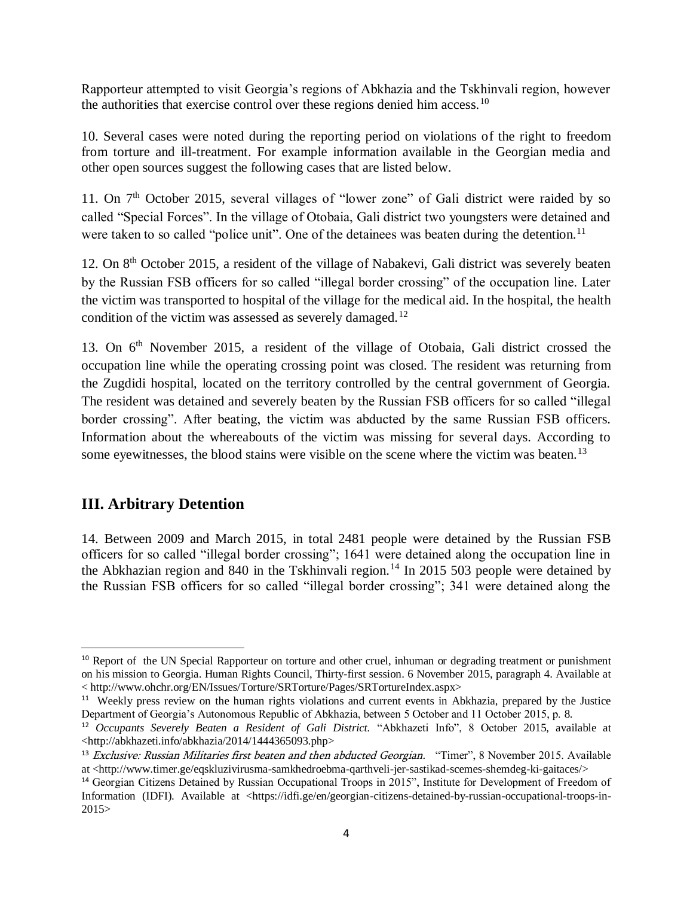Rapporteur attempted to visit Georgia's regions of Abkhazia and the Tskhinvali region, however the authorities that exercise control over these regions denied him access.[10]

10. Several cases were noted during the reporting period on violations of the right to freedom from torture and ill-treatment. For example information available in the Georgian media and other open sources suggest the following cases that are listed below.

11. On 7th October 2015, several villages of "lower zone" of Gali district were raided by so called "Special Forces". In the village of Otobaia, Gali district two youngsters were detained and were taken to so called "police unit". One of the detainees was beaten during the detention.[11]

12. On 8th October 2015, a resident of the village of Nabakevi, Gali district was severely beaten by the Russian FSB officers for so called "illegal border crossing" of the occupation line. Later the victim was transported to hospital of the village for the medical aid. In the hospital, the health condition of the victim was assessed as severely damaged.[12]

13. On 6th November 2015, a resident of the village of Otobaia, Gali district crossed the occupation line while the operating crossing point was closed. The resident was returning from the Zugdidi hospital, located on the territory controlled by the central government of Georgia. The resident was detained and severely beaten by the Russian FSB officers for so called "illegal border crossing". After beating, the victim was abducted by the same Russian FSB officers. Information about the whereabouts of the victim was missing for several days. According to some eyewitnesses, the blood stains were visible on the scene where the victim was beaten.[13]

## III. Arbitrary Detention

14. Between 2009 and March 2015, in total 2481 people were detained by the Russian FSB officers for so called "illegal border crossing"; 1641 were detained along the occupation line in the Abkhazian region and 840 in the Tskhinvali region.[14] In 2015 503 people were detained by the Russian FSB officers for so called "illegal border crossing"; 341 were detained along the

---

[10] Report of the UN Special Rapporteur on torture and other cruel, inhuman or degrading treatment or punishment on his mission to Georgia. Human Rights Council, Thirty-first session. 6 November 2015, paragraph 4. Available at < http://www.ohchr.org/EN/Issues/Torture/SRTorture/Pages/SRTortureIndex.aspx>

[11] Weekly press review on the human rights violations and current events in Abkhazia, prepared by the Justice Department of Georgia's Autonomous Republic of Abkhazia, between 5 October and 11 October 2015, p. 8.

[12] *Occupants Severely Beaten a Resident of Gali District.* "Abkhazeti Info", 8 October 2015, available at <http://abkhazeti.info/abkhazia/2014/1444365093.php>

[13] *Exclusive: Russian Militaries first beaten and then abducted Georgian.* "Timer", 8 November 2015. Available at <http://www.timer.ge/eqskluzivirusma-samkhedroebma-qarthveli-jer-sastikad-scemes-shemdeg-ki-gaitaces/>

[14] Georgian Citizens Detained by Russian Occupational Troops in 2015", Institute for Development of Freedom of Information (IDFI). Available at <https://idfi.ge/en/georgian-citizens-detained-by-russian-occupational-troops-in-2015>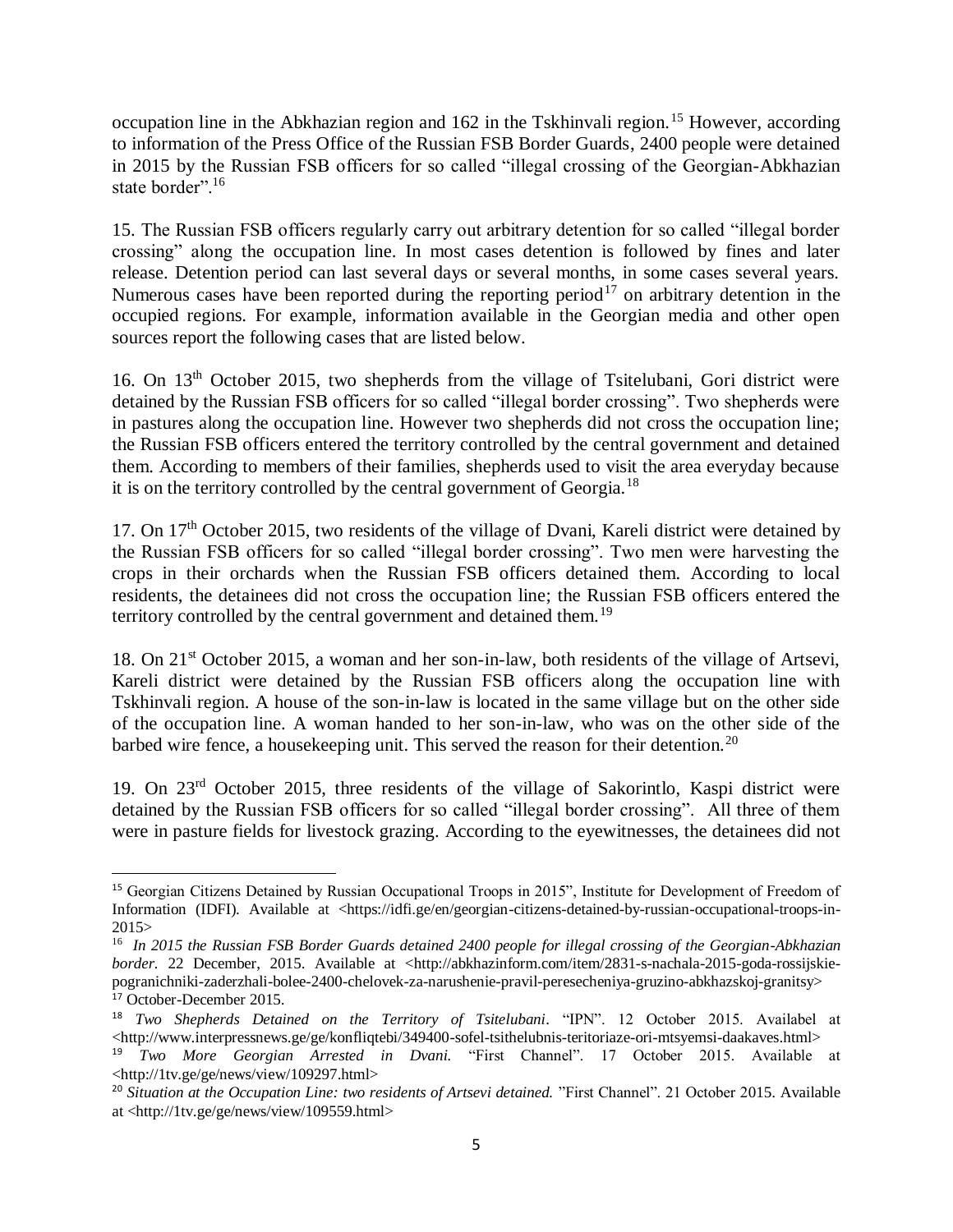occupation line in the Abkhazian region and 162 in the Tskhinvali region.[15] However, according to information of the Press Office of the Russian FSB Border Guards, 2400 people were detained in 2015 by the Russian FSB officers for so called "illegal crossing of the Georgian-Abkhazian state border".[16]

15. The Russian FSB officers regularly carry out arbitrary detention for so called "illegal border crossing" along the occupation line. In most cases detention is followed by fines and later release. Detention period can last several days or several months, in some cases several years. Numerous cases have been reported during the reporting period[17] on arbitrary detention in the occupied regions. For example, information available in the Georgian media and other open sources report the following cases that are listed below.

16. On 13th October 2015, two shepherds from the village of Tsitelubani, Gori district were detained by the Russian FSB officers for so called "illegal border crossing". Two shepherds were in pastures along the occupation line. However two shepherds did not cross the occupation line; the Russian FSB officers entered the territory controlled by the central government and detained them. According to members of their families, shepherds used to visit the area everyday because it is on the territory controlled by the central government of Georgia.[18]

17. On 17th October 2015, two residents of the village of Dvani, Kareli district were detained by the Russian FSB officers for so called "illegal border crossing". Two men were harvesting the crops in their orchards when the Russian FSB officers detained them. According to local residents, the detainees did not cross the occupation line; the Russian FSB officers entered the territory controlled by the central government and detained them.[19]

18. On 21st October 2015, a woman and her son-in-law, both residents of the village of Artsevi, Kareli district were detained by the Russian FSB officers along the occupation line with Tskhinvali region. A house of the son-in-law is located in the same village but on the other side of the occupation line. A woman handed to her son-in-law, who was on the other side of the barbed wire fence, a housekeeping unit. This served the reason for their detention.[20]

19. On 23rd October 2015, three residents of the village of Sakorintlo, Kaspi district were detained by the Russian FSB officers for so called "illegal border crossing". All three of them were in pasture fields for livestock grazing. According to the eyewitnesses, the detainees did not

---

[15] Georgian Citizens Detained by Russian Occupational Troops in 2015", Institute for Development of Freedom of Information (IDFI). Available at <https://idfi.ge/en/georgian-citizens-detained-by-russian-occupational-troops-in-2015>

[16] *In 2015 the Russian FSB Border Guards detained 2400 people for illegal crossing of the Georgian-Abkhazian border.* 22 December, 2015. Available at <http://abkhazinform.com/item/2831-s-nachala-2015-goda-rossijskie-pogranichniki-zaderzhali-bolee-2400-chelovek-za-narushenie-pravil-peresecheniya-gruzino-abkhazskoj-granitsy>

[17] October-December 2015.

[18] *Two Shepherds Detained on the Territory of Tsitelubani*. "IPN". 12 October 2015. Availabel at <http://www.interpressnews.ge/ge/konfliqtebi/349400-sofel-tsithelubnis-teritoriaze-ori-mtsyemsi-daakaves.html>

[19] *Two More Georgian Arrested in Dvani.* "First Channel". 17 October 2015. Available at <http://1tv.ge/ge/news/view/109297.html>

[20] *Situation at the Occupation Line: two residents of Artsevi detained.* "First Channel". 21 October 2015. Available at <http://1tv.ge/ge/news/view/109559.html>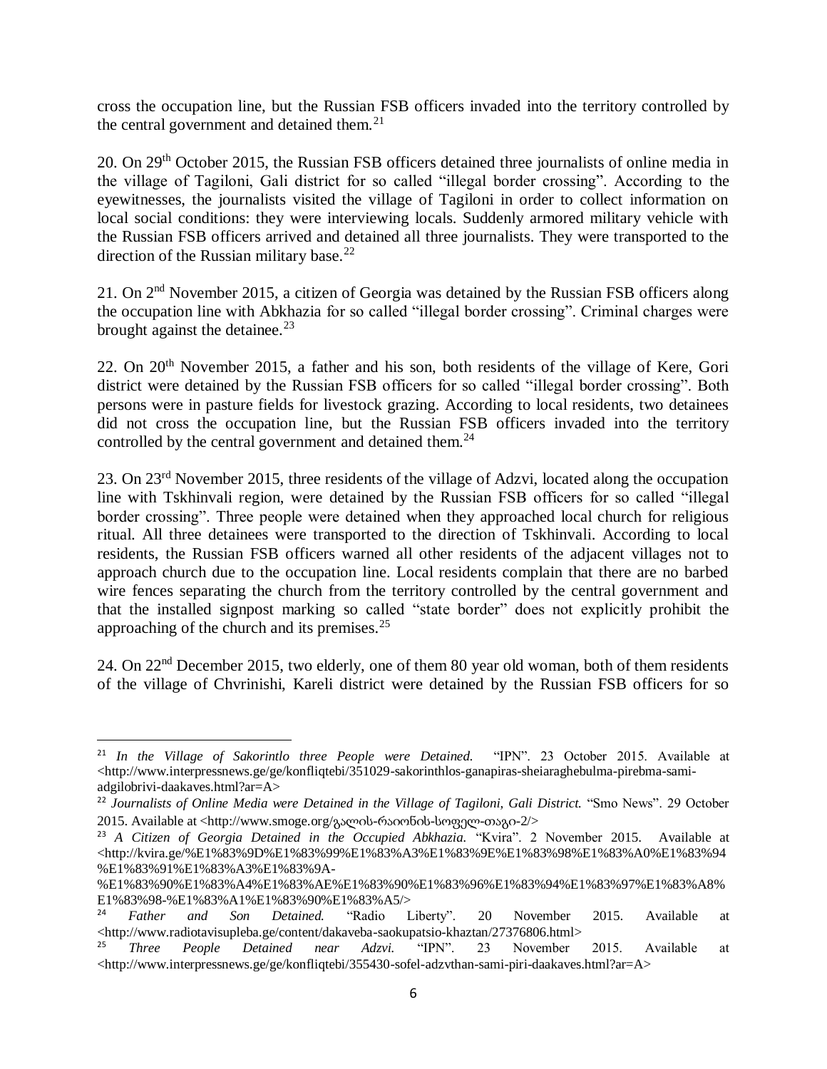cross the occupation line, but the Russian FSB officers invaded into the territory controlled by the central government and detained them.[21]

20. On 29th October 2015, the Russian FSB officers detained three journalists of online media in the village of Tagiloni, Gali district for so called "illegal border crossing". According to the eyewitnesses, the journalists visited the village of Tagiloni in order to collect information on local social conditions: they were interviewing locals. Suddenly armored military vehicle with the Russian FSB officers arrived and detained all three journalists. They were transported to the direction of the Russian military base.[22]

21. On 2nd November 2015, a citizen of Georgia was detained by the Russian FSB officers along the occupation line with Abkhazia for so called "illegal border crossing". Criminal charges were brought against the detainee.[23]

22. On 20th November 2015, a father and his son, both residents of the village of Kere, Gori district were detained by the Russian FSB officers for so called "illegal border crossing". Both persons were in pasture fields for livestock grazing. According to local residents, two detainees did not cross the occupation line, but the Russian FSB officers invaded into the territory controlled by the central government and detained them.[24]

23. On 23rd November 2015, three residents of the village of Adzvi, located along the occupation line with Tskhinvali region, were detained by the Russian FSB officers for so called "illegal border crossing". Three people were detained when they approached local church for religious ritual. All three detainees were transported to the direction of Tskhinvali. According to local residents, the Russian FSB officers warned all other residents of the adjacent villages not to approach church due to the occupation line. Local residents complain that there are no barbed wire fences separating the church from the territory controlled by the central government and that the installed signpost marking so called "state border" does not explicitly prohibit the approaching of the church and its premises.[25]

24. On 22nd December 2015, two elderly, one of them 80 year old woman, both of them residents of the village of Chvrinishi, Kareli district were detained by the Russian FSB officers for so

---

[21] *In the Village of Sakorintlo three People were Detained.* "IPN". 23 October 2015. Available at <http://www.interpressnews.ge/ge/konfliqtebi/351029-sakorinthlos-ganapiras-sheiaraghebulma-pirebma-sami-adgilobrivi-daakaves.html?ar=A>

[22] *Journalists of Online Media were Detained in the Village of Tagiloni, Gali District.* "Smo News". 29 October 2015. Available at <http://www.smoge.org/გალის-რაიონის-სოფელ-თაგი-2/>

[23] *A Citizen of Georgia Detained in the Occupied Abkhazia.* "Kvira". 2 November 2015. Available at <http://kvira.ge/%E1%83%9D%E1%83%99%E1%83%A3%E1%83%9E%E1%83%98%E1%83%A0%E1%83%94%E1%83%91%E1%83%A3%E1%83%9A-%E1%83%90%E1%83%A4%E1%83%AE%E1%83%90%E1%83%96%E1%83%94%E1%83%97%E1%83%A8%E1%83%98-%E1%83%A1%E1%83%90%E1%83%A5/>

[24] *Father and Son Detained.* "Radio Liberty". 20 November 2015. Available at <http://www.radiotavisupleba.ge/content/dakaveba-saokupatsio-khaztan/27376806.html>

[25] *Three People Detained near Adzvi.* "IPN". 23 November 2015. Available at <http://www.interpressnews.ge/ge/konfliqtebi/355430-sofel-adzvthan-sami-piri-daakaves.html?ar=A>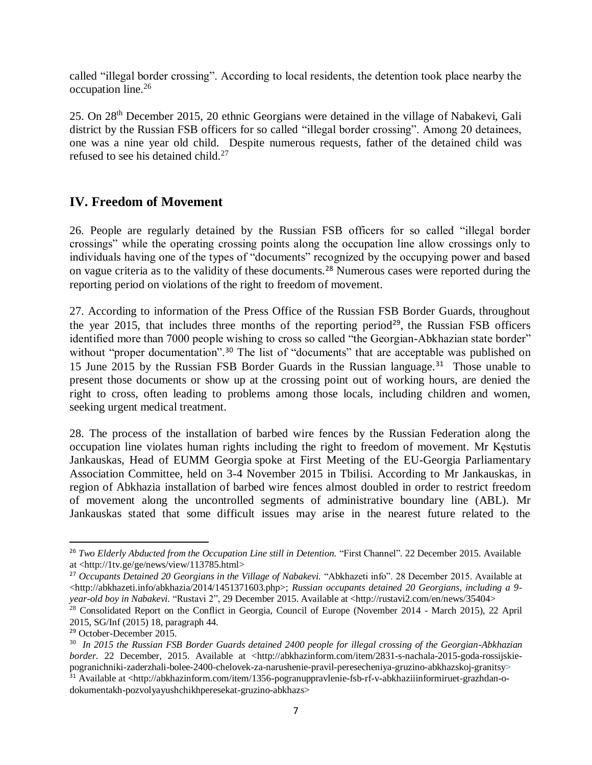called "illegal border crossing". According to local residents, the detention took place nearby the occupation line.[26]

25. On 28th December 2015, 20 ethnic Georgians were detained in the village of Nabakevi, Gali district by the Russian FSB officers for so called "illegal border crossing". Among 20 detainees, one was a nine year old child. Despite numerous requests, father of the detained child was refused to see his detained child.[27]

## IV. Freedom of Movement

26. People are regularly detained by the Russian FSB officers for so called "illegal border crossings" while the operating crossing points along the occupation line allow crossings only to individuals having one of the types of "documents" recognized by the occupying power and based on vague criteria as to the validity of these documents.[28] Numerous cases were reported during the reporting period on violations of the right to freedom of movement.

27. According to information of the Press Office of the Russian FSB Border Guards, throughout the year 2015, that includes three months of the reporting period[29], the Russian FSB officers identified more than 7000 people wishing to cross so called "the Georgian-Abkhazian state border" without "proper documentation".[30] The list of "documents" that are acceptable was published on 15 June 2015 by the Russian FSB Border Guards in the Russian language.[31] Those unable to present those documents or show up at the crossing point out of working hours, are denied the right to cross, often leading to problems among those locals, including children and women, seeking urgent medical treatment.

28. The process of the installation of barbed wire fences by the Russian Federation along the occupation line violates human rights including the right to freedom of movement. Mr Kęstutis Jankauskas, Head of EUMM Georgia spoke at First Meeting of the EU-Georgia Parliamentary Association Committee, held on 3-4 November 2015 in Tbilisi. According to Mr Jankauskas, in region of Abkhazia installation of barbed wire fences almost doubled in order to restrict freedom of movement along the uncontrolled segments of administrative boundary line (ABL). Mr Jankauskas stated that some difficult issues may arise in the nearest future related to the

---

[26] *Two Elderly Abducted from the Occupation Line still in Detention.* "First Channel". 22 December 2015. Available at <http://1tv.ge/ge/news/view/113785.html>

[27] *Occupants Detained 20 Georgians in the Village of Nabakevi.* "Abkhazeti info". 28 December 2015. Available at <http://abkhazeti.info/abkhazia/2014/1451371603.php>; *Russian occupants detained 20 Georgians, including a 9-year-old boy in Nabakevi.* "Rustavi 2", 29 December 2015. Available at <http://rustavi2.com/en/news/35404>

[28] Consolidated Report on the Conflict in Georgia, Council of Europe (November 2014 - March 2015), 22 April 2015, SG/Inf (2015) 18, paragraph 44.

[29] October-December 2015.

[30] *In 2015 the Russian FSB Border Guards detained 2400 people for illegal crossing of the Georgian-Abkhazian border.* 22 December, 2015. Available at <http://abkhazinform.com/item/2831-s-nachala-2015-goda-rossijskie-pogranichniki-zaderzhali-bolee-2400-chelovek-za-narushenie-pravil-peresecheniya-gruzino-abkhazskoj-granitsy>

[31] Available at <http://abkhazinform.com/item/1356-pogranuppravlenie-fsb-rf-v-abkhaziiinformiruet-grazhdan-o-dokumentakh-pozvolyayushchikhperesekat-gruzino-abkhazs>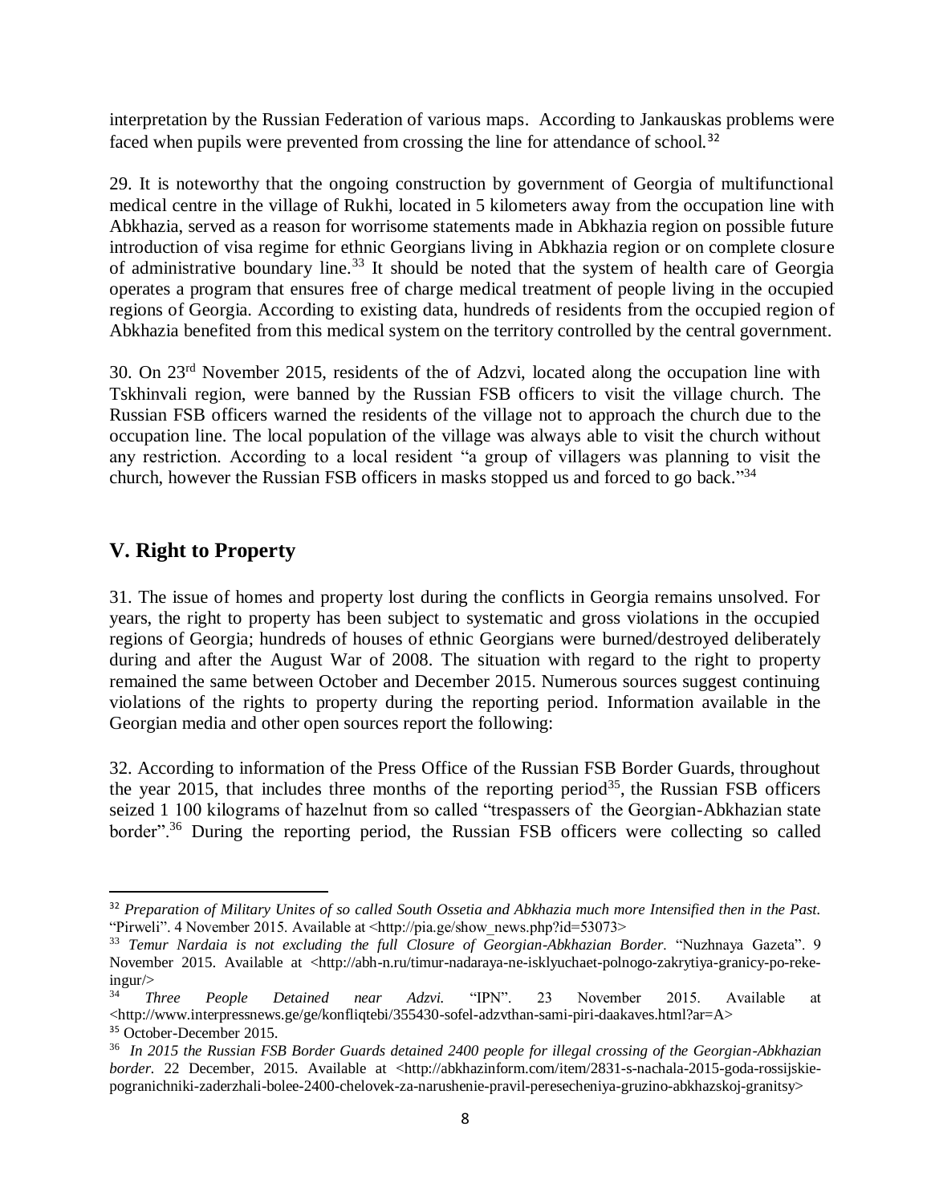interpretation by the Russian Federation of various maps. According to Jankauskas problems were faced when pupils were prevented from crossing the line for attendance of school.[32]

29. It is noteworthy that the ongoing construction by government of Georgia of multifunctional medical centre in the village of Rukhi, located in 5 kilometers away from the occupation line with Abkhazia, served as a reason for worrisome statements made in Abkhazia region on possible future introduction of visa regime for ethnic Georgians living in Abkhazia region or on complete closure of administrative boundary line.[33] It should be noted that the system of health care of Georgia operates a program that ensures free of charge medical treatment of people living in the occupied regions of Georgia. According to existing data, hundreds of residents from the occupied region of Abkhazia benefited from this medical system on the territory controlled by the central government.

30. On 23rd November 2015, residents of the of Adzvi, located along the occupation line with Tskhinvali region, were banned by the Russian FSB officers to visit the village church. The Russian FSB officers warned the residents of the village not to approach the church due to the occupation line. The local population of the village was always able to visit the church without any restriction. According to a local resident "a group of villagers was planning to visit the church, however the Russian FSB officers in masks stopped us and forced to go back."[34]

## V. Right to Property

31. The issue of homes and property lost during the conflicts in Georgia remains unsolved. For years, the right to property has been subject to systematic and gross violations in the occupied regions of Georgia; hundreds of houses of ethnic Georgians were burned/destroyed deliberately during and after the August War of 2008. The situation with regard to the right to property remained the same between October and December 2015. Numerous sources suggest continuing violations of the rights to property during the reporting period. Information available in the Georgian media and other open sources report the following:

32. According to information of the Press Office of the Russian FSB Border Guards, throughout the year 2015, that includes three months of the reporting period[35], the Russian FSB officers seized 1 100 kilograms of hazelnut from so called "trespassers of the Georgian-Abkhazian state border".[36] During the reporting period, the Russian FSB officers were collecting so called

---

[32] *Preparation of Military Unites of so called South Ossetia and Abkhazia much more Intensified then in the Past.* "Pirweli". 4 November 2015. Available at <http://pia.ge/show_news.php?id=53073>

[33] *Temur Nardaia is not excluding the full Closure of Georgian-Abkhazian Border.* "Nuzhnaya Gazeta". 9 November 2015. Available at <http://abh-n.ru/timur-nadaraya-ne-isklyuchaet-polnogo-zakrytiya-granicy-po-reke-ingur/>

[34] *Three People Detained near Adzvi.* "IPN". 23 November 2015. Available at <http://www.interpressnews.ge/ge/konfliqtebi/355430-sofel-adzvthan-sami-piri-daakaves.html?ar=A>

[35] October-December 2015.

[36] *In 2015 the Russian FSB Border Guards detained 2400 people for illegal crossing of the Georgian-Abkhazian border.* 22 December, 2015. Available at <http://abkhazinform.com/item/2831-s-nachala-2015-goda-rossijskie-pogranichniki-zaderzhali-bolee-2400-chelovek-za-narushenie-pravil-peresecheniya-gruzino-abkhazskoj-granitsy>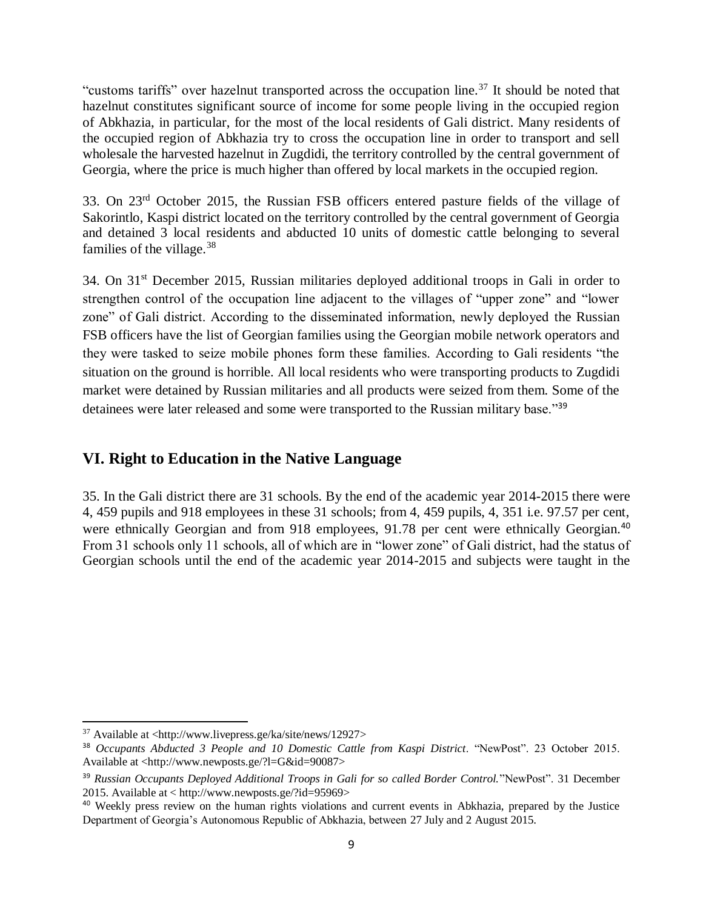"customs tariffs" over hazelnut transported across the occupation line.[37] It should be noted that hazelnut constitutes significant source of income for some people living in the occupied region of Abkhazia, in particular, for the most of the local residents of Gali district. Many residents of the occupied region of Abkhazia try to cross the occupation line in order to transport and sell wholesale the harvested hazelnut in Zugdidi, the territory controlled by the central government of Georgia, where the price is much higher than offered by local markets in the occupied region.

33. On 23rd October 2015, the Russian FSB officers entered pasture fields of the village of Sakorintlo, Kaspi district located on the territory controlled by the central government of Georgia and detained 3 local residents and abducted 10 units of domestic cattle belonging to several families of the village.[38]

34. On 31st December 2015, Russian militaries deployed additional troops in Gali in order to strengthen control of the occupation line adjacent to the villages of "upper zone" and "lower zone" of Gali district. According to the disseminated information, newly deployed the Russian FSB officers have the list of Georgian families using the Georgian mobile network operators and they were tasked to seize mobile phones form these families. According to Gali residents "the situation on the ground is horrible. All local residents who were transporting products to Zugdidi market were detained by Russian militaries and all products were seized from them. Some of the detainees were later released and some were transported to the Russian military base."[39]

## VI. Right to Education in the Native Language

35. In the Gali district there are 31 schools. By the end of the academic year 2014-2015 there were 4, 459 pupils and 918 employees in these 31 schools; from 4, 459 pupils, 4, 351 i.e. 97.57 per cent, were ethnically Georgian and from 918 employees, 91.78 per cent were ethnically Georgian.[40] From 31 schools only 11 schools, all of which are in "lower zone" of Gali district, had the status of Georgian schools until the end of the academic year 2014-2015 and subjects were taught in the

---

[37] Available at <http://www.livepress.ge/ka/site/news/12927>

[38] *Occupants Abducted 3 People and 10 Domestic Cattle from Kaspi District*. "NewPost". 23 October 2015. Available at <http://www.newposts.ge/?l=G&id=90087>

[39] *Russian Occupants Deployed Additional Troops in Gali for so called Border Control.*"NewPost". 31 December 2015. Available at < http://www.newposts.ge/?id=95969>

[40] Weekly press review on the human rights violations and current events in Abkhazia, prepared by the Justice Department of Georgia's Autonomous Republic of Abkhazia, between 27 July and 2 August 2015.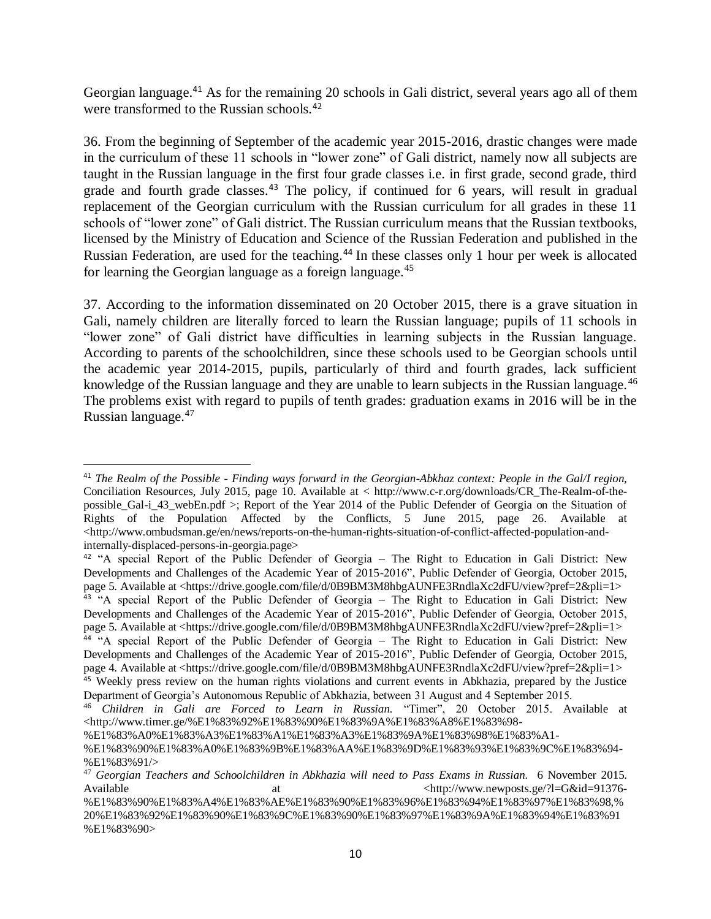Georgian language.[41] As for the remaining 20 schools in Gali district, several years ago all of them were transformed to the Russian schools.[42]

36. From the beginning of September of the academic year 2015-2016, drastic changes were made in the curriculum of these 11 schools in "lower zone" of Gali district, namely now all subjects are taught in the Russian language in the first four grade classes i.e. in first grade, second grade, third grade and fourth grade classes.[43] The policy, if continued for 6 years, will result in gradual replacement of the Georgian curriculum with the Russian curriculum for all grades in these 11 schools of "lower zone" of Gali district. The Russian curriculum means that the Russian textbooks, licensed by the Ministry of Education and Science of the Russian Federation and published in the Russian Federation, are used for the teaching.[44] In these classes only 1 hour per week is allocated for learning the Georgian language as a foreign language.[45]

37. According to the information disseminated on 20 October 2015, there is a grave situation in Gali, namely children are literally forced to learn the Russian language; pupils of 11 schools in "lower zone" of Gali district have difficulties in learning subjects in the Russian language. According to parents of the schoolchildren, since these schools used to be Georgian schools until the academic year 2014-2015, pupils, particularly of third and fourth grades, lack sufficient knowledge of the Russian language and they are unable to learn subjects in the Russian language.[46] The problems exist with regard to pupils of tenth grades: graduation exams in 2016 will be in the Russian language.[47]

---

[41] *The Realm of the Possible - Finding ways forward in the Georgian-Abkhaz context: People in the Gal/I region,* Conciliation Resources, July 2015, page 10. Available at < http://www.c-r.org/downloads/CR_The-Realm-of-the-possible_Gal-i_43_webEn.pdf >; Report of the Year 2014 of the Public Defender of Georgia on the Situation of Rights of the Population Affected by the Conflicts, 5 June 2015, page 26. Available at <http://www.ombudsman.ge/en/news/reports-on-the-human-rights-situation-of-conflict-affected-population-and-internally-displaced-persons-in-georgia.page>

[42] "A special Report of the Public Defender of Georgia – The Right to Education in Gali District: New Developments and Challenges of the Academic Year of 2015-2016", Public Defender of Georgia, October 2015, page 5. Available at <https://drive.google.com/file/d/0B9BM3M8hbgAUNFE3RndlaXc2dFU/view?pref=2&pli=1>

[43] "A special Report of the Public Defender of Georgia – The Right to Education in Gali District: New Developments and Challenges of the Academic Year of 2015-2016", Public Defender of Georgia, October 2015, page 5. Available at <https://drive.google.com/file/d/0B9BM3M8hbgAUNFE3RndlaXc2dFU/view?pref=2&pli=1>

[44] "A special Report of the Public Defender of Georgia – The Right to Education in Gali District: New Developments and Challenges of the Academic Year of 2015-2016", Public Defender of Georgia, October 2015, page 4. Available at <https://drive.google.com/file/d/0B9BM3M8hbgAUNFE3RndlaXc2dFU/view?pref=2&pli=1>

[45] Weekly press review on the human rights violations and current events in Abkhazia, prepared by the Justice Department of Georgia's Autonomous Republic of Abkhazia, between 31 August and 4 September 2015.

[46] *Children in Gali are Forced to Learn in Russian.* "Timer", 20 October 2015. Available at <http://www.timer.ge/%E1%83%92%E1%83%90%E1%83%9A%E1%83%A8%E1%83%98-%E1%83%A0%E1%83%A3%E1%83%A1%E1%83%A3%E1%83%9A%E1%83%98%E1%83%A1-%E1%83%90%E1%83%A0%E1%83%9B%E1%83%AA%E1%83%9D%E1%83%93%E1%83%9C%E1%83%94-%E1%83%91/>

[47] *Georgian Teachers and Schoolchildren in Abkhazia will need to Pass Exams in Russian.* 6 November 2015. Available at <http://www.newposts.ge/?l=G&id=91376-%E1%83%90%E1%83%A4%E1%83%AE%E1%83%90%E1%83%96%E1%83%94%E1%83%97%E1%83%98,%20%E1%83%92%E1%83%90%E1%83%9C%E1%83%90%E1%83%97%E1%83%9A%E1%83%94%E1%83%91%E1%83%90>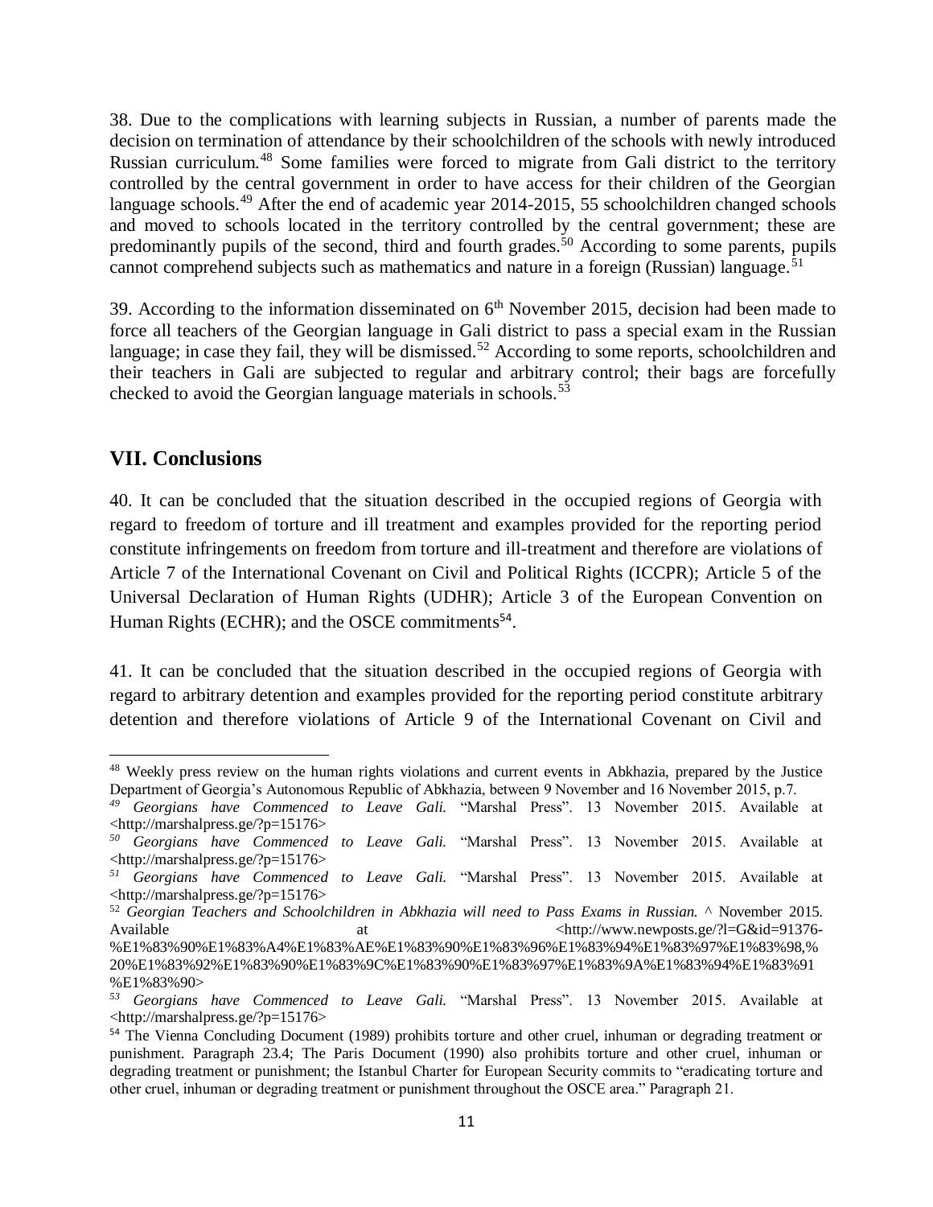38. Due to the complications with learning subjects in Russian, a number of parents made the decision on termination of attendance by their schoolchildren of the schools with newly introduced Russian curriculum.[48] Some families were forced to migrate from Gali district to the territory controlled by the central government in order to have access for their children of the Georgian language schools.[49] After the end of academic year 2014-2015, 55 schoolchildren changed schools and moved to schools located in the territory controlled by the central government; these are predominantly pupils of the second, third and fourth grades.[50] According to some parents, pupils cannot comprehend subjects such as mathematics and nature in a foreign (Russian) language.[51]

39. According to the information disseminated on 6th November 2015, decision had been made to force all teachers of the Georgian language in Gali district to pass a special exam in the Russian language; in case they fail, they will be dismissed.[52] According to some reports, schoolchildren and their teachers in Gali are subjected to regular and arbitrary control; their bags are forcefully checked to avoid the Georgian language materials in schools.[53]

## VII. Conclusions

40. It can be concluded that the situation described in the occupied regions of Georgia with regard to freedom of torture and ill treatment and examples provided for the reporting period constitute infringements on freedom from torture and ill-treatment and therefore are violations of Article 7 of the International Covenant on Civil and Political Rights (ICCPR); Article 5 of the Universal Declaration of Human Rights (UDHR); Article 3 of the European Convention on Human Rights (ECHR); and the OSCE commitments[54].

41. It can be concluded that the situation described in the occupied regions of Georgia with regard to arbitrary detention and examples provided for the reporting period constitute arbitrary detention and therefore violations of Article 9 of the International Covenant on Civil and

---

[48] Weekly press review on the human rights violations and current events in Abkhazia, prepared by the Justice Department of Georgia's Autonomous Republic of Abkhazia, between 9 November and 16 November 2015, p.7.

[49] *Georgians have Commenced to Leave Gali.* "Marshal Press". 13 November 2015. Available at <http://marshalpress.ge/?p=15176>

[50] *Georgians have Commenced to Leave Gali.* "Marshal Press". 13 November 2015. Available at <http://marshalpress.ge/?p=15176>

[51] *Georgians have Commenced to Leave Gali.* "Marshal Press". 13 November 2015. Available at <http://marshalpress.ge/?p=15176>

[52] *Georgian Teachers and Schoolchildren in Abkhazia will need to Pass Exams in Russian.* ^ November 2015. Available at <http://www.newposts.ge/?l=G&id=91376-%E1%83%90%E1%83%A4%E1%83%AE%E1%83%90%E1%83%96%E1%83%94%E1%83%97%E1%83%98,%20%E1%83%92%E1%83%90%E1%83%9C%E1%83%90%E1%83%97%E1%83%9A%E1%83%94%E1%83%91%E1%83%90>

[53] *Georgians have Commenced to Leave Gali.* "Marshal Press". 13 November 2015. Available at <http://marshalpress.ge/?p=15176>

[54] The Vienna Concluding Document (1989) prohibits torture and other cruel, inhuman or degrading treatment or punishment. Paragraph 23.4; The Paris Document (1990) also prohibits torture and other cruel, inhuman or degrading treatment or punishment; the Istanbul Charter for European Security commits to "eradicating torture and other cruel, inhuman or degrading treatment or punishment throughout the OSCE area." Paragraph 21.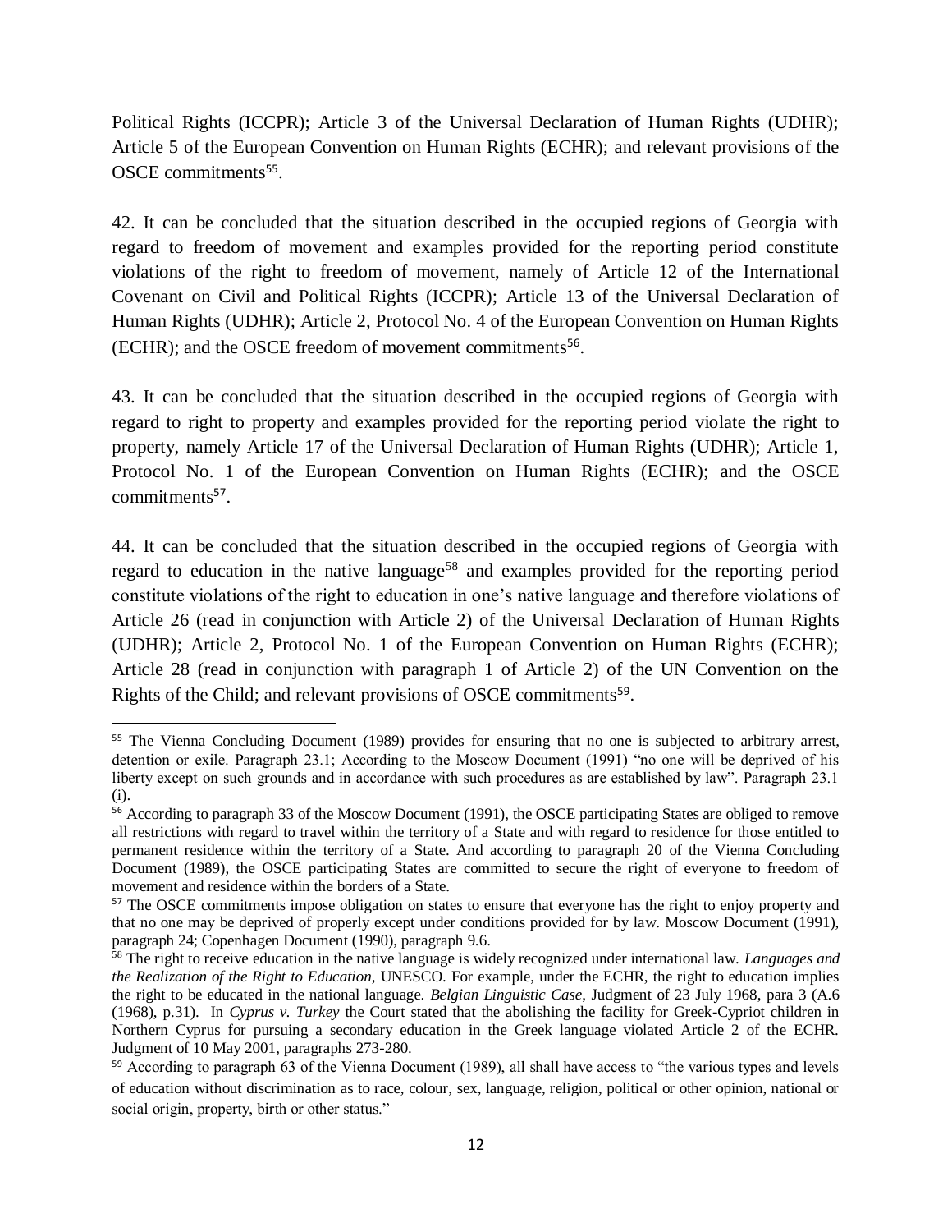Political Rights (ICCPR); Article 3 of the Universal Declaration of Human Rights (UDHR); Article 5 of the European Convention on Human Rights (ECHR); and relevant provisions of the OSCE commitments[55].

42. It can be concluded that the situation described in the occupied regions of Georgia with regard to freedom of movement and examples provided for the reporting period constitute violations of the right to freedom of movement, namely of Article 12 of the International Covenant on Civil and Political Rights (ICCPR); Article 13 of the Universal Declaration of Human Rights (UDHR); Article 2, Protocol No. 4 of the European Convention on Human Rights (ECHR); and the OSCE freedom of movement commitments[56].

43. It can be concluded that the situation described in the occupied regions of Georgia with regard to right to property and examples provided for the reporting period violate the right to property, namely Article 17 of the Universal Declaration of Human Rights (UDHR); Article 1, Protocol No. 1 of the European Convention on Human Rights (ECHR); and the OSCE commitments[57].

44. It can be concluded that the situation described in the occupied regions of Georgia with regard to education in the native language[58] and examples provided for the reporting period constitute violations of the right to education in one's native language and therefore violations of Article 26 (read in conjunction with Article 2) of the Universal Declaration of Human Rights (UDHR); Article 2, Protocol No. 1 of the European Convention on Human Rights (ECHR); Article 28 (read in conjunction with paragraph 1 of Article 2) of the UN Convention on the Rights of the Child; and relevant provisions of OSCE commitments[59].

---

[55] The Vienna Concluding Document (1989) provides for ensuring that no one is subjected to arbitrary arrest, detention or exile. Paragraph 23.1; According to the Moscow Document (1991) "no one will be deprived of his liberty except on such grounds and in accordance with such procedures as are established by law". Paragraph 23.1 (i).

[56] According to paragraph 33 of the Moscow Document (1991), the OSCE participating States are obliged to remove all restrictions with regard to travel within the territory of a State and with regard to residence for those entitled to permanent residence within the territory of a State. And according to paragraph 20 of the Vienna Concluding Document (1989), the OSCE participating States are committed to secure the right of everyone to freedom of movement and residence within the borders of a State.

[57] The OSCE commitments impose obligation on states to ensure that everyone has the right to enjoy property and that no one may be deprived of properly except under conditions provided for by law. Moscow Document (1991), paragraph 24; Copenhagen Document (1990), paragraph 9.6.

[58] The right to receive education in the native language is widely recognized under international law. *Languages and the Realization of the Right to Education*, UNESCO. For example, under the ECHR, the right to education implies the right to be educated in the national language. *Belgian Linguistic Case*, Judgment of 23 July 1968, para 3 (A.6 (1968), p.31). In *Cyprus v. Turkey* the Court stated that the abolishing the facility for Greek-Cypriot children in Northern Cyprus for pursuing a secondary education in the Greek language violated Article 2 of the ECHR. Judgment of 10 May 2001, paragraphs 273-280.

[59] According to paragraph 63 of the Vienna Document (1989), all shall have access to "the various types and levels of education without discrimination as to race, colour, sex, language, religion, political or other opinion, national or social origin, property, birth or other status."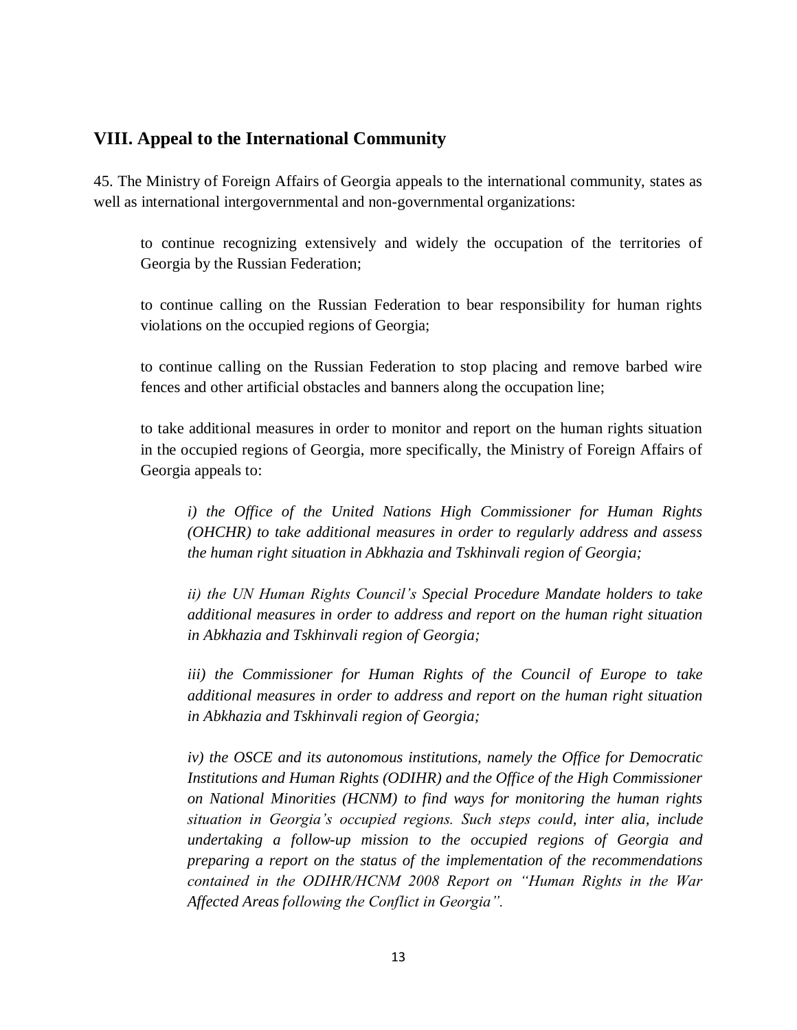## VIII. Appeal to the International Community

45. The Ministry of Foreign Affairs of Georgia appeals to the international community, states as well as international intergovernmental and non-governmental organizations:

to continue recognizing extensively and widely the occupation of the territories of Georgia by the Russian Federation;

to continue calling on the Russian Federation to bear responsibility for human rights violations on the occupied regions of Georgia;

to continue calling on the Russian Federation to stop placing and remove barbed wire fences and other artificial obstacles and banners along the occupation line;

to take additional measures in order to monitor and report on the human rights situation in the occupied regions of Georgia, more specifically, the Ministry of Foreign Affairs of Georgia appeals to:

*i) the Office of the United Nations High Commissioner for Human Rights (OHCHR) to take additional measures in order to regularly address and assess the human right situation in Abkhazia and Tskhinvali region of Georgia;*

*ii) the UN Human Rights Council's Special Procedure Mandate holders to take additional measures in order to address and report on the human right situation in Abkhazia and Tskhinvali region of Georgia;*

*iii) the Commissioner for Human Rights of the Council of Europe to take additional measures in order to address and report on the human right situation in Abkhazia and Tskhinvali region of Georgia;*

*iv) the OSCE and its autonomous institutions, namely the Office for Democratic Institutions and Human Rights (ODIHR) and the Office of the High Commissioner on National Minorities (HCNM) to find ways for monitoring the human rights situation in Georgia's occupied regions. Such steps could, inter alia, include undertaking a follow-up mission to the occupied regions of Georgia and preparing a report on the status of the implementation of the recommendations contained in the ODIHR/HCNM 2008 Report on "Human Rights in the War Affected Areas following the Conflict in Georgia".*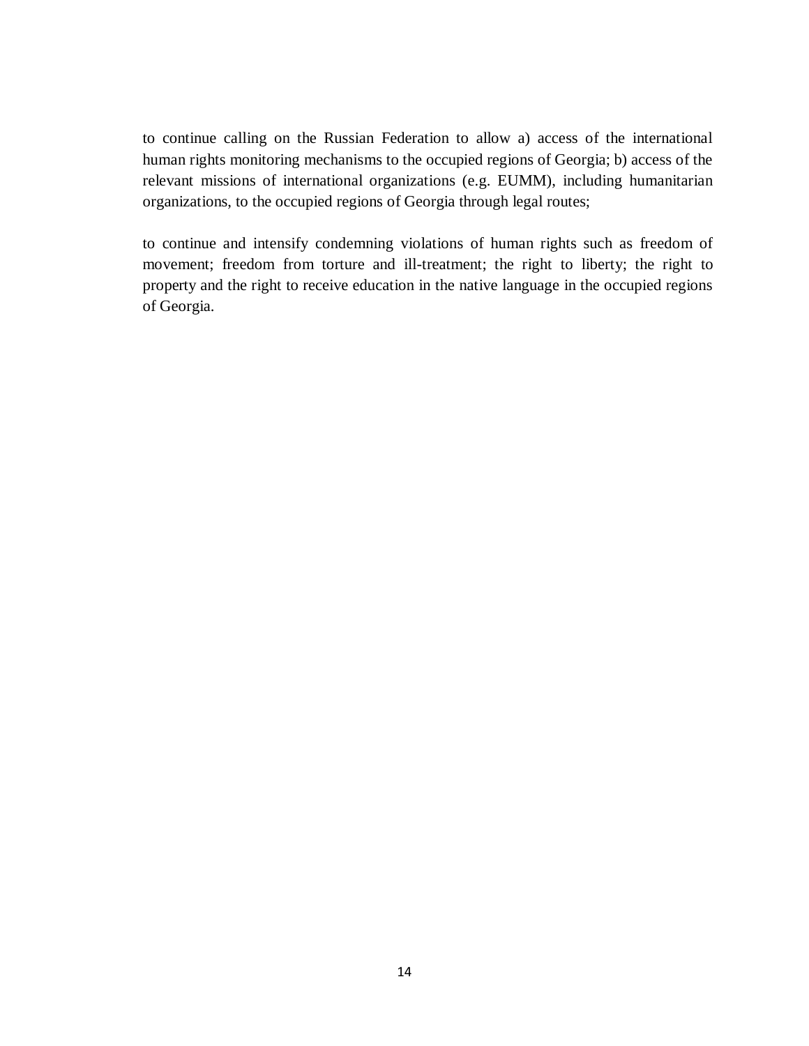to continue calling on the Russian Federation to allow a) access of the international human rights monitoring mechanisms to the occupied regions of Georgia; b) access of the relevant missions of international organizations (e.g. EUMM), including humanitarian organizations, to the occupied regions of Georgia through legal routes;

to continue and intensify condemning violations of human rights such as freedom of movement; freedom from torture and ill-treatment; the right to liberty; the right to property and the right to receive education in the native language in the occupied regions of Georgia.